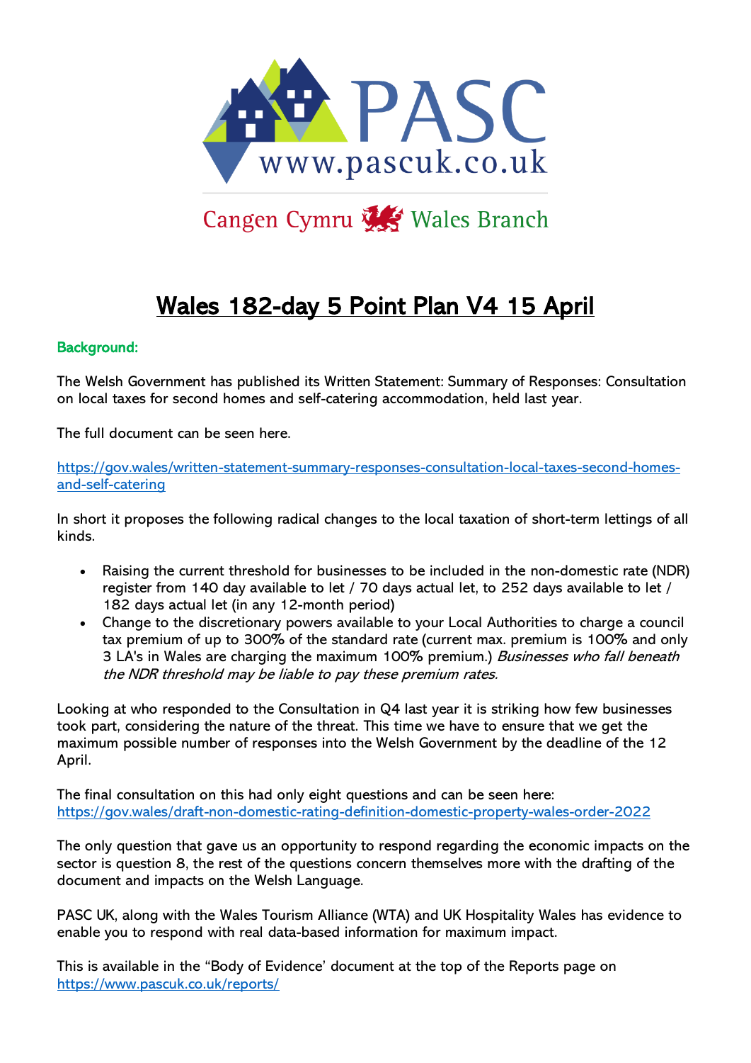PASC
www.pascuk.co.uk

Cangen Cymru Wales Branch

# Wales 182-day 5 Point Plan V4 15 April

**Background:**

The Welsh Government has published its Written Statement: Summary of Responses: Consultation on local taxes for second homes and self-catering accommodation, held last year.

The full document can be seen here.

https://gov.wales/written-statement-summary-responses-consultation-local-taxes-second-homes-and-self-catering

In short it proposes the following radical changes to the local taxation of short-term lettings of all kinds.

- Raising the current threshold for businesses to be included in the non-domestic rate (NDR) register from 140 day available to let / 70 days actual let, to 252 days available to let / 182 days actual let (in any 12-month period)
- Change to the discretionary powers available to your Local Authorities to charge a council tax premium of up to 300% of the standard rate (current max. premium is 100% and only 3 LA's in Wales are charging the maximum 100% premium.) *Businesses who fall beneath the NDR threshold may be liable to pay these premium rates.*

Looking at who responded to the Consultation in Q4 last year it is striking how few businesses took part, considering the nature of the threat. This time we have to ensure that we get the maximum possible number of responses into the Welsh Government by the deadline of the 12 April.

The final consultation on this had only eight questions and can be seen here:
https://gov.wales/draft-non-domestic-rating-definition-domestic-property-wales-order-2022

The only question that gave us an opportunity to respond regarding the economic impacts on the sector is question 8, the rest of the questions concern themselves more with the drafting of the document and impacts on the Welsh Language.

PASC UK, along with the Wales Tourism Alliance (WTA) and UK Hospitality Wales has evidence to enable you to respond with real data-based information for maximum impact.

This is available in the "Body of Evidence' document at the top of the Reports page on https://www.pascuk.co.uk/reports/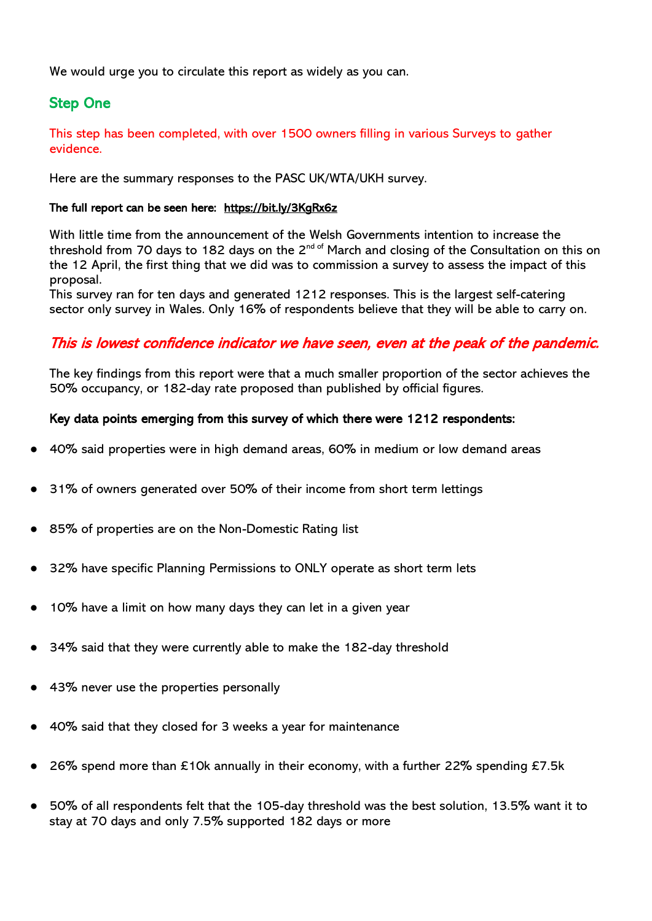We would urge you to circulate this report as widely as you can.

## Step One

This step has been completed, with over 1500 owners filling in various Surveys to gather evidence.

Here are the summary responses to the PASC UK/WTA/UKH survey.

**The full report can be seen here: https://bit.ly/3KgRx6z**

With little time from the announcement of the Welsh Governments intention to increase the threshold from 70 days to 182 days on the 2nd of March and closing of the Consultation on this on the 12 April, the first thing that we did was to commission a survey to assess the impact of this proposal.
This survey ran for ten days and generated 1212 responses. This is the largest self-catering sector only survey in Wales. Only 16% of respondents believe that they will be able to carry on.

***This is lowest confidence indicator we have seen, even at the peak of the pandemic.***

The key findings from this report were that a much smaller proportion of the sector achieves the 50% occupancy, or 182-day rate proposed than published by official figures.

**Key data points emerging from this survey of which there were 1212 respondents:**

- 40% said properties were in high demand areas, 60% in medium or low demand areas
- 31% of owners generated over 50% of their income from short term lettings
- 85% of properties are on the Non-Domestic Rating list
- 32% have specific Planning Permissions to ONLY operate as short term lets
- 10% have a limit on how many days they can let in a given year
- 34% said that they were currently able to make the 182-day threshold
- 43% never use the properties personally
- 40% said that they closed for 3 weeks a year for maintenance
- 26% spend more than £10k annually in their economy, with a further 22% spending £7.5k
- 50% of all respondents felt that the 105-day threshold was the best solution, 13.5% want it to stay at 70 days and only 7.5% supported 182 days or more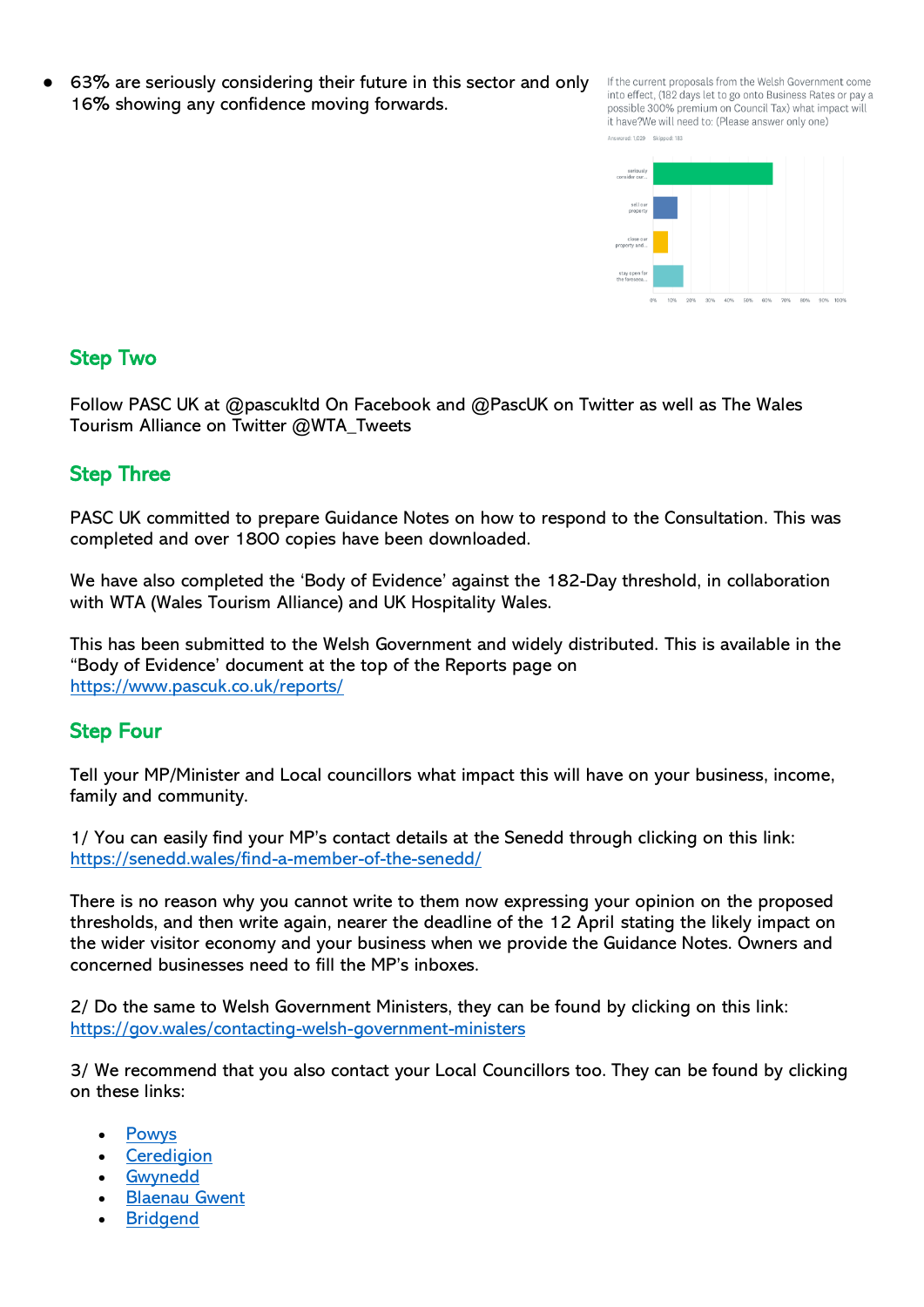- 63% are seriously considering their future in this sector and only 16% showing any confidence moving forwards.

If the current proposals from the Welsh Government come into effect, (182 days let to go onto Business Rates or pay a possible 300% premium on Council Tax) what impact will it have?We will need to: (Please answer only one)

Answered: 1,029 Skipped: 183

## Step Two

Follow PASC UK at @pascukltd On Facebook and @PascUK on Twitter as well as The Wales Tourism Alliance on Twitter @WTA_Tweets

## Step Three

PASC UK committed to prepare Guidance Notes on how to respond to the Consultation. This was completed and over 1800 copies have been downloaded.

We have also completed the 'Body of Evidence' against the 182-Day threshold, in collaboration with WTA (Wales Tourism Alliance) and UK Hospitality Wales.

This has been submitted to the Welsh Government and widely distributed. This is available in the "Body of Evidence" document at the top of the Reports page on https://www.pascuk.co.uk/reports/

## Step Four

Tell your MP/Minister and Local councillors what impact this will have on your business, income, family and community.

1/ You can easily find your MP's contact details at the Senedd through clicking on this link: https://senedd.wales/find-a-member-of-the-senedd/

There is no reason why you cannot write to them now expressing your opinion on the proposed thresholds, and then write again, nearer the deadline of the 12 April stating the likely impact on the wider visitor economy and your business when we provide the Guidance Notes. Owners and concerned businesses need to fill the MP's inboxes.

2/ Do the same to Welsh Government Ministers, they can be found by clicking on this link: https://gov.wales/contacting-welsh-government-ministers

3/ We recommend that you also contact your Local Councillors too. They can be found by clicking on these links:

- Powys
- Ceredigion
- Gwynedd
- Blaenau Gwent
- Bridgend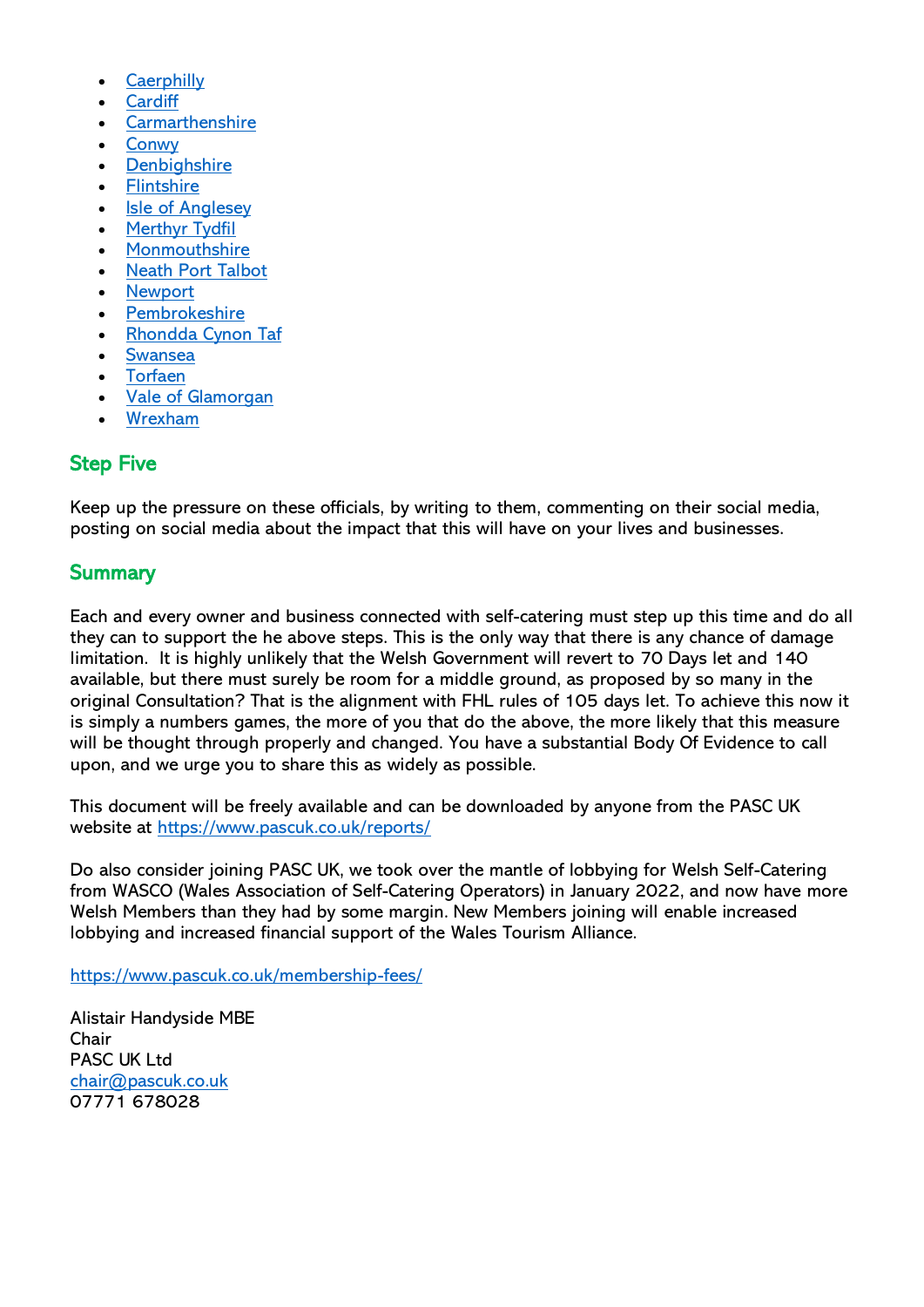- [Caerphilly]()
- [Cardiff]()
- [Carmarthenshire]()
- [Conwy]()
- [Denbighshire]()
- [Flintshire]()
- [Isle of Anglesey]()
- [Merthyr Tydfil]()
- [Monmouthshire]()
- [Neath Port Talbot]()
- [Newport]()
- [Pembrokeshire]()
- [Rhondda Cynon Taf]()
- [Swansea]()
- [Torfaen]()
- [Vale of Glamorgan]()
- [Wrexham]()

## Step Five

Keep up the pressure on these officials, by writing to them, commenting on their social media, posting on social media about the impact that this will have on your lives and businesses.

## Summary

Each and every owner and business connected with self-catering must step up this time and do all they can to support the he above steps. This is the only way that there is any chance of damage limitation. It is highly unlikely that the Welsh Government will revert to 70 Days let and 140 available, but there must surely be room for a middle ground, as proposed by so many in the original Consultation? That is the alignment with FHL rules of 105 days let. To achieve this now it is simply a numbers games, the more of you that do the above, the more likely that this measure will be thought through properly and changed. You have a substantial Body Of Evidence to call upon, and we urge you to share this as widely as possible.

This document will be freely available and can be downloaded by anyone from the PASC UK website at https://www.pascuk.co.uk/reports/

Do also consider joining PASC UK, we took over the mantle of lobbying for Welsh Self-Catering from WASCO (Wales Association of Self-Catering Operators) in January 2022, and now have more Welsh Members than they had by some margin. New Members joining will enable increased lobbying and increased financial support of the Wales Tourism Alliance.

https://www.pascuk.co.uk/membership-fees/

Alistair Handyside MBE
Chair
PASC UK Ltd
chair@pascuk.co.uk
07771 678028